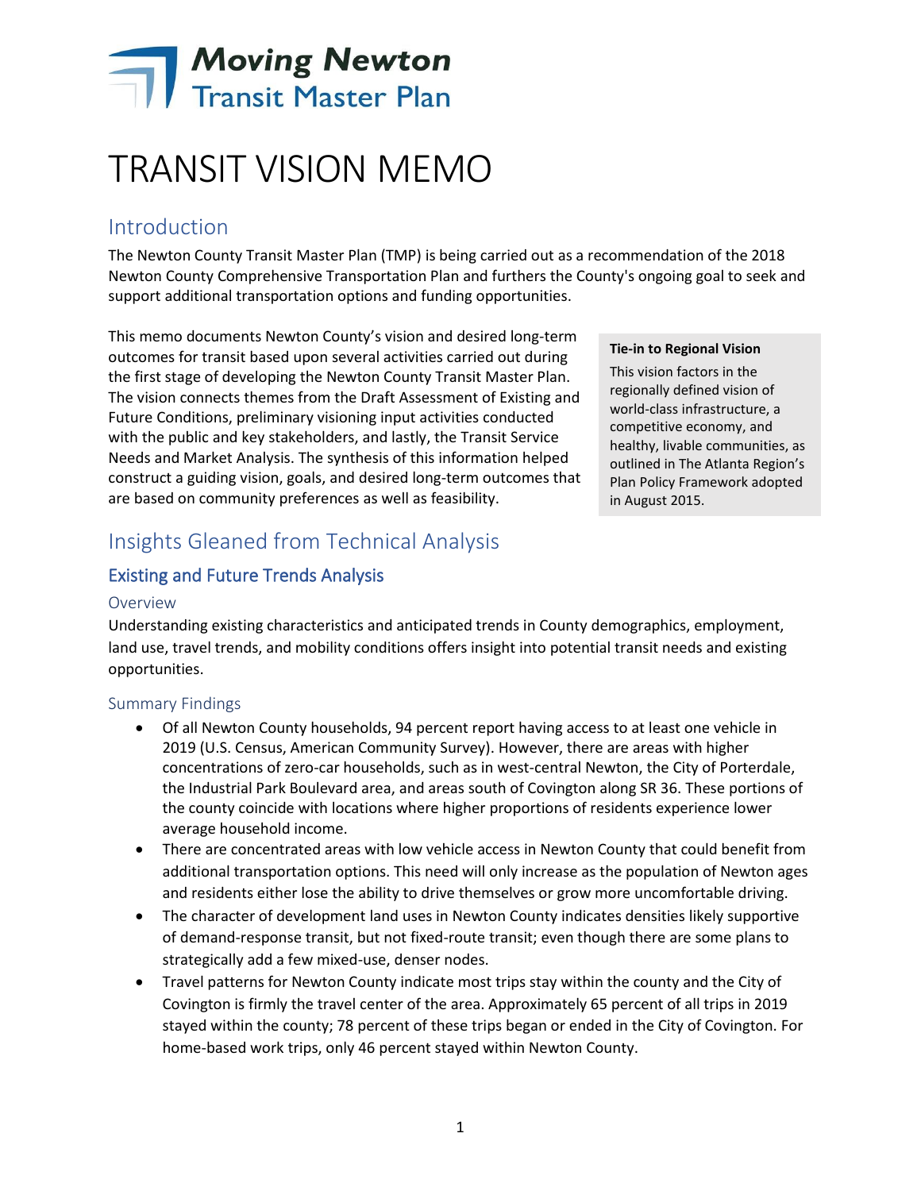# Moving Newton
## Transit Master Plan

# TRANSIT VISION MEMO

## Introduction

The Newton County Transit Master Plan (TMP) is being carried out as a recommendation of the 2018 Newton County Comprehensive Transportation Plan and furthers the County's ongoing goal to seek and support additional transportation options and funding opportunities.

This memo documents Newton County's vision and desired long-term outcomes for transit based upon several activities carried out during the first stage of developing the Newton County Transit Master Plan. The vision connects themes from the Draft Assessment of Existing and Future Conditions, preliminary visioning input activities conducted with the public and key stakeholders, and lastly, the Transit Service Needs and Market Analysis. The synthesis of this information helped construct a guiding vision, goals, and desired long-term outcomes that are based on community preferences as well as feasibility.

**Tie-in to Regional Vision**

This vision factors in the regionally defined vision of world-class infrastructure, a competitive economy, and healthy, livable communities, as outlined in The Atlanta Region's Plan Policy Framework adopted in August 2015.

## Insights Gleaned from Technical Analysis

### Existing and Future Trends Analysis

#### Overview

Understanding existing characteristics and anticipated trends in County demographics, employment, land use, travel trends, and mobility conditions offers insight into potential transit needs and existing opportunities.

#### Summary Findings

- Of all Newton County households, 94 percent report having access to at least one vehicle in 2019 (U.S. Census, American Community Survey). However, there are areas with higher concentrations of zero-car households, such as in west-central Newton, the City of Porterdale, the Industrial Park Boulevard area, and areas south of Covington along SR 36. These portions of the county coincide with locations where higher proportions of residents experience lower average household income.
- There are concentrated areas with low vehicle access in Newton County that could benefit from additional transportation options. This need will only increase as the population of Newton ages and residents either lose the ability to drive themselves or grow more uncomfortable driving.
- The character of development land uses in Newton County indicates densities likely supportive of demand-response transit, but not fixed-route transit; even though there are some plans to strategically add a few mixed-use, denser nodes.
- Travel patterns for Newton County indicate most trips stay within the county and the City of Covington is firmly the travel center of the area. Approximately 65 percent of all trips in 2019 stayed within the county; 78 percent of these trips began or ended in the City of Covington. For home-based work trips, only 46 percent stayed within Newton County.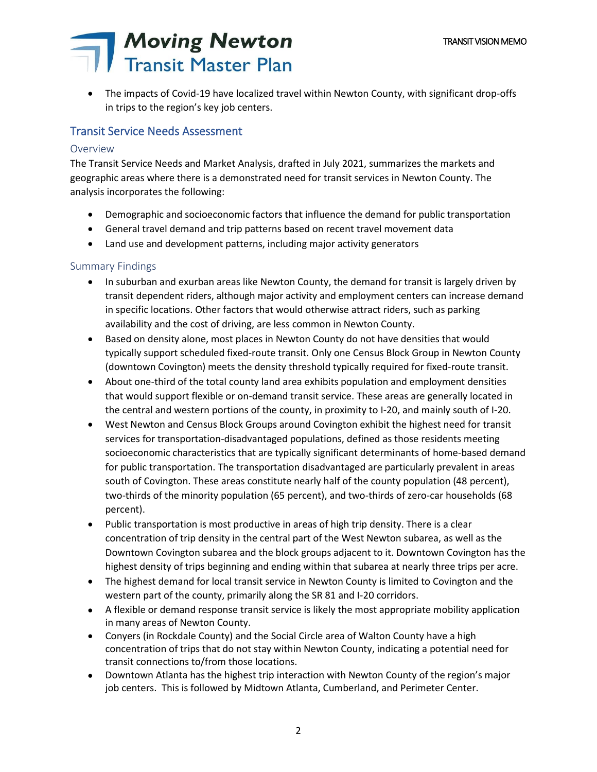- The impacts of Covid-19 have localized travel within Newton County, with significant drop-offs in trips to the region's key job centers.

## Transit Service Needs Assessment

### Overview

The Transit Service Needs and Market Analysis, drafted in July 2021, summarizes the markets and geographic areas where there is a demonstrated need for transit services in Newton County. The analysis incorporates the following:

- Demographic and socioeconomic factors that influence the demand for public transportation
- General travel demand and trip patterns based on recent travel movement data
- Land use and development patterns, including major activity generators

### Summary Findings

- In suburban and exurban areas like Newton County, the demand for transit is largely driven by transit dependent riders, although major activity and employment centers can increase demand in specific locations. Other factors that would otherwise attract riders, such as parking availability and the cost of driving, are less common in Newton County.
- Based on density alone, most places in Newton County do not have densities that would typically support scheduled fixed-route transit. Only one Census Block Group in Newton County (downtown Covington) meets the density threshold typically required for fixed-route transit.
- About one-third of the total county land area exhibits population and employment densities that would support flexible or on-demand transit service. These areas are generally located in the central and western portions of the county, in proximity to I-20, and mainly south of I-20.
- West Newton and Census Block Groups around Covington exhibit the highest need for transit services for transportation-disadvantaged populations, defined as those residents meeting socioeconomic characteristics that are typically significant determinants of home-based demand for public transportation. The transportation disadvantaged are particularly prevalent in areas south of Covington. These areas constitute nearly half of the county population (48 percent), two-thirds of the minority population (65 percent), and two-thirds of zero-car households (68 percent).
- Public transportation is most productive in areas of high trip density. There is a clear concentration of trip density in the central part of the West Newton subarea, as well as the Downtown Covington subarea and the block groups adjacent to it. Downtown Covington has the highest density of trips beginning and ending within that subarea at nearly three trips per acre.
- The highest demand for local transit service in Newton County is limited to Covington and the western part of the county, primarily along the SR 81 and I-20 corridors.
- A flexible or demand response transit service is likely the most appropriate mobility application in many areas of Newton County.
- Conyers (in Rockdale County) and the Social Circle area of Walton County have a high concentration of trips that do not stay within Newton County, indicating a potential need for transit connections to/from those locations.
- Downtown Atlanta has the highest trip interaction with Newton County of the region's major job centers. This is followed by Midtown Atlanta, Cumberland, and Perimeter Center.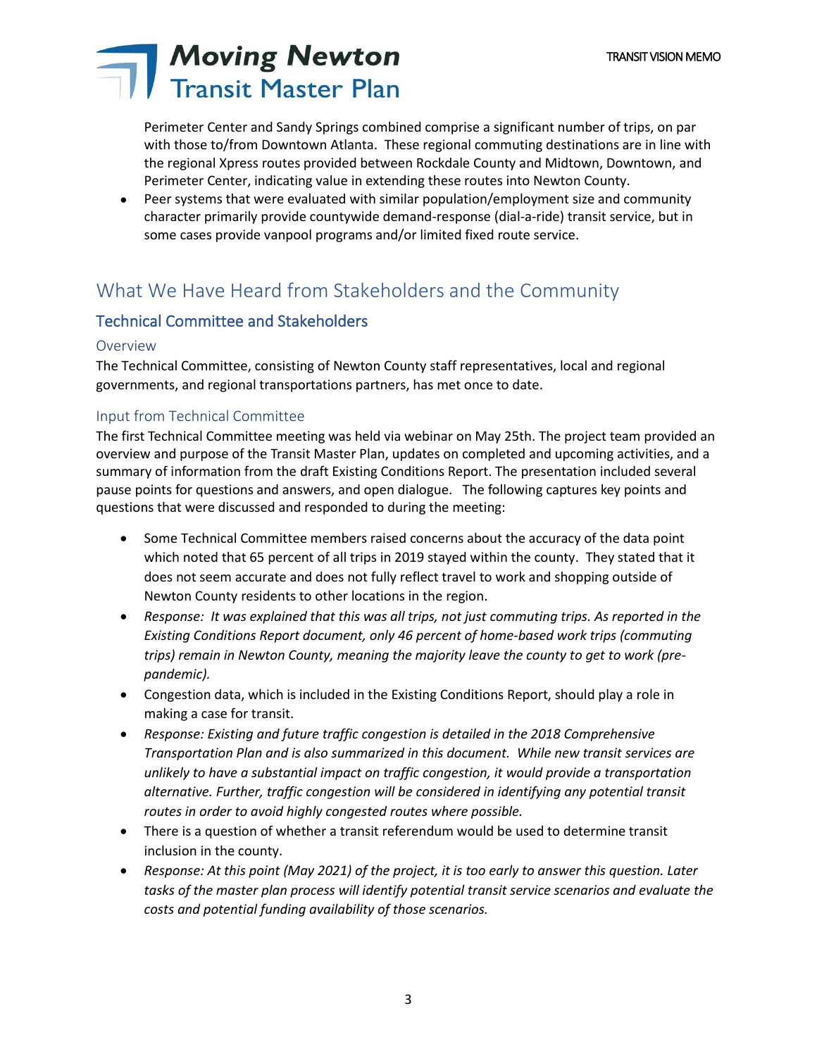Perimeter Center and Sandy Springs combined comprise a significant number of trips, on par with those to/from Downtown Atlanta. These regional commuting destinations are in line with the regional Xpress routes provided between Rockdale County and Midtown, Downtown, and Perimeter Center, indicating value in extending these routes into Newton County.

- Peer systems that were evaluated with similar population/employment size and community character primarily provide countywide demand-response (dial-a-ride) transit service, but in some cases provide vanpool programs and/or limited fixed route service.

## What We Have Heard from Stakeholders and the Community

### Technical Committee and Stakeholders

#### Overview

The Technical Committee, consisting of Newton County staff representatives, local and regional governments, and regional transportations partners, has met once to date.

#### Input from Technical Committee

The first Technical Committee meeting was held via webinar on May 25th. The project team provided an overview and purpose of the Transit Master Plan, updates on completed and upcoming activities, and a summary of information from the draft Existing Conditions Report. The presentation included several pause points for questions and answers, and open dialogue. The following captures key points and questions that were discussed and responded to during the meeting:

- Some Technical Committee members raised concerns about the accuracy of the data point which noted that 65 percent of all trips in 2019 stayed within the county. They stated that it does not seem accurate and does not fully reflect travel to work and shopping outside of Newton County residents to other locations in the region.
- *Response: It was explained that this was all trips, not just commuting trips. As reported in the Existing Conditions Report document, only 46 percent of home-based work trips (commuting trips) remain in Newton County, meaning the majority leave the county to get to work (pre-pandemic).*
- Congestion data, which is included in the Existing Conditions Report, should play a role in making a case for transit.
- *Response: Existing and future traffic congestion is detailed in the 2018 Comprehensive Transportation Plan and is also summarized in this document. While new transit services are unlikely to have a substantial impact on traffic congestion, it would provide a transportation alternative. Further, traffic congestion will be considered in identifying any potential transit routes in order to avoid highly congested routes where possible.*
- There is a question of whether a transit referendum would be used to determine transit inclusion in the county.
- *Response: At this point (May 2021) of the project, it is too early to answer this question. Later tasks of the master plan process will identify potential transit service scenarios and evaluate the costs and potential funding availability of those scenarios.*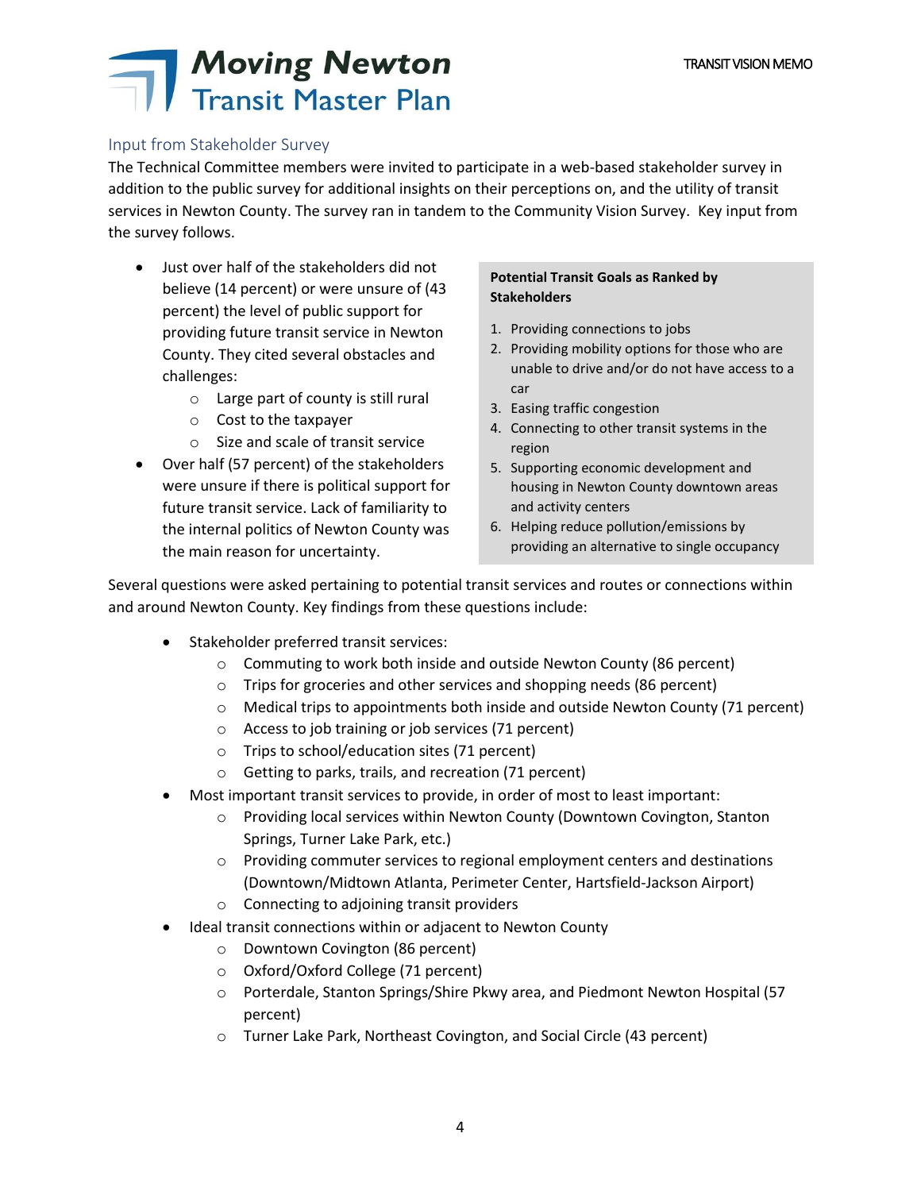## Input from Stakeholder Survey

The Technical Committee members were invited to participate in a web-based stakeholder survey in addition to the public survey for additional insights on their perceptions on, and the utility of transit services in Newton County. The survey ran in tandem to the Community Vision Survey. Key input from the survey follows.

- Just over half of the stakeholders did not believe (14 percent) or were unsure of (43 percent) the level of public support for providing future transit service in Newton County. They cited several obstacles and challenges:
  - Large part of county is still rural
  - Cost to the taxpayer
  - Size and scale of transit service
- Over half (57 percent) of the stakeholders were unsure if there is political support for future transit service. Lack of familiarity to the internal politics of Newton County was the main reason for uncertainty.

**Potential Transit Goals as Ranked by Stakeholders**

1. Providing connections to jobs
2. Providing mobility options for those who are unable to drive and/or do not have access to a car
3. Easing traffic congestion
4. Connecting to other transit systems in the region
5. Supporting economic development and housing in Newton County downtown areas and activity centers
6. Helping reduce pollution/emissions by providing an alternative to single occupancy

Several questions were asked pertaining to potential transit services and routes or connections within and around Newton County. Key findings from these questions include:

- Stakeholder preferred transit services:
  - Commuting to work both inside and outside Newton County (86 percent)
  - Trips for groceries and other services and shopping needs (86 percent)
  - Medical trips to appointments both inside and outside Newton County (71 percent)
  - Access to job training or job services (71 percent)
  - Trips to school/education sites (71 percent)
  - Getting to parks, trails, and recreation (71 percent)
- Most important transit services to provide, in order of most to least important:
  - Providing local services within Newton County (Downtown Covington, Stanton Springs, Turner Lake Park, etc.)
  - Providing commuter services to regional employment centers and destinations (Downtown/Midtown Atlanta, Perimeter Center, Hartsfield-Jackson Airport)
  - Connecting to adjoining transit providers
- Ideal transit connections within or adjacent to Newton County
  - Downtown Covington (86 percent)
  - Oxford/Oxford College (71 percent)
  - Porterdale, Stanton Springs/Shire Pkwy area, and Piedmont Newton Hospital (57 percent)
  - Turner Lake Park, Northeast Covington, and Social Circle (43 percent)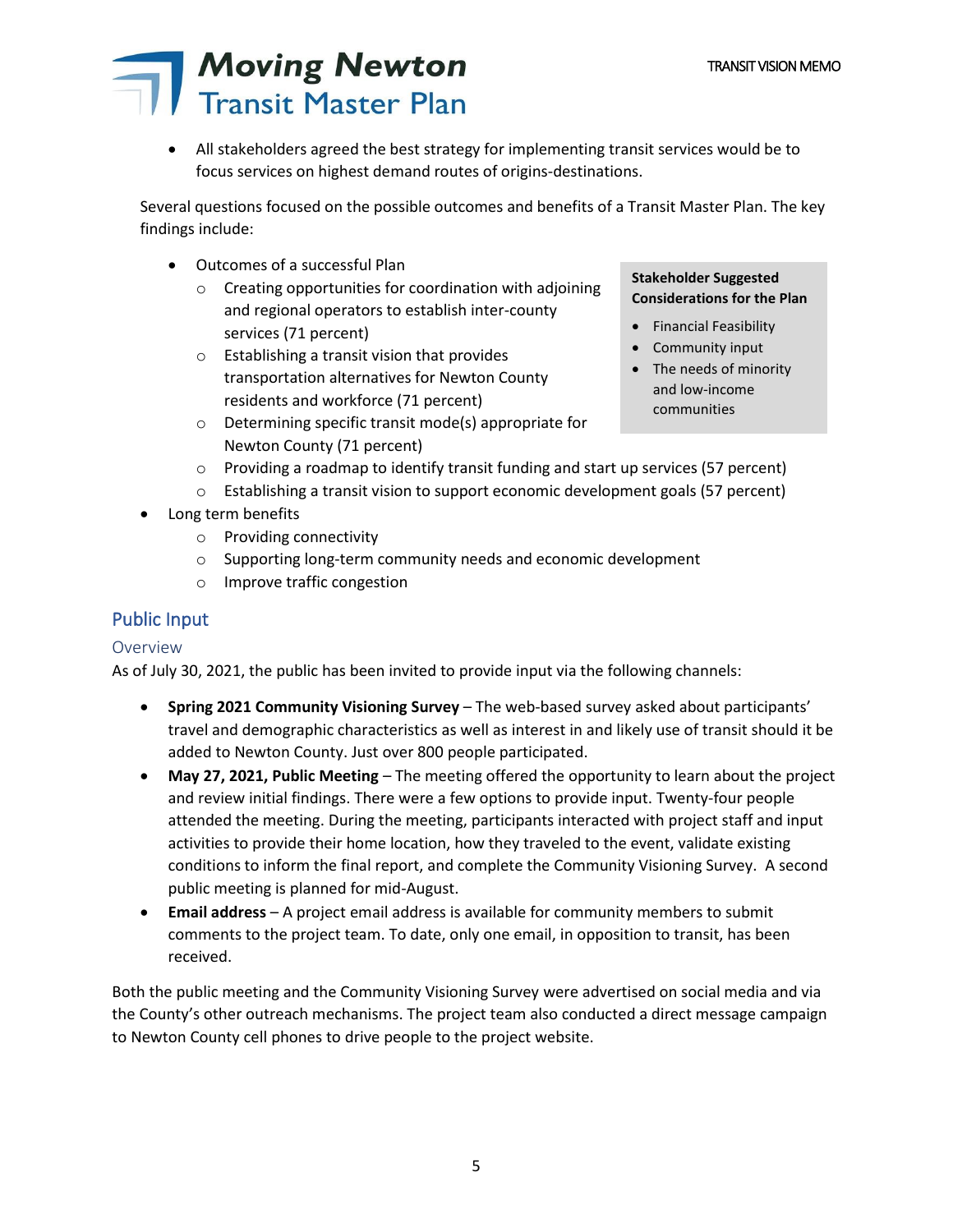- All stakeholders agreed the best strategy for implementing transit services would be to focus services on highest demand routes of origins-destinations.

Several questions focused on the possible outcomes and benefits of a Transit Master Plan. The key findings include:

- Outcomes of a successful Plan
    - Creating opportunities for coordination with adjoining and regional operators to establish inter-county services (71 percent)
    - Establishing a transit vision that provides transportation alternatives for Newton County residents and workforce (71 percent)
    - Determining specific transit mode(s) appropriate for Newton County (71 percent)
    - Providing a roadmap to identify transit funding and start up services (57 percent)
    - Establishing a transit vision to support economic development goals (57 percent)
- Long term benefits
    - Providing connectivity
    - Supporting long-term community needs and economic development
    - Improve traffic congestion

**Stakeholder Suggested Considerations for the Plan**

- Financial Feasibility
- Community input
- The needs of minority and low-income communities

## Public Input

### Overview

As of July 30, 2021, the public has been invited to provide input via the following channels:

- **Spring 2021 Community Visioning Survey** – The web-based survey asked about participants' travel and demographic characteristics as well as interest in and likely use of transit should it be added to Newton County. Just over 800 people participated.
- **May 27, 2021, Public Meeting** – The meeting offered the opportunity to learn about the project and review initial findings. There were a few options to provide input. Twenty-four people attended the meeting. During the meeting, participants interacted with project staff and input activities to provide their home location, how they traveled to the event, validate existing conditions to inform the final report, and complete the Community Visioning Survey. A second public meeting is planned for mid-August.
- **Email address** – A project email address is available for community members to submit comments to the project team. To date, only one email, in opposition to transit, has been received.

Both the public meeting and the Community Visioning Survey were advertised on social media and via the County's other outreach mechanisms. The project team also conducted a direct message campaign to Newton County cell phones to drive people to the project website.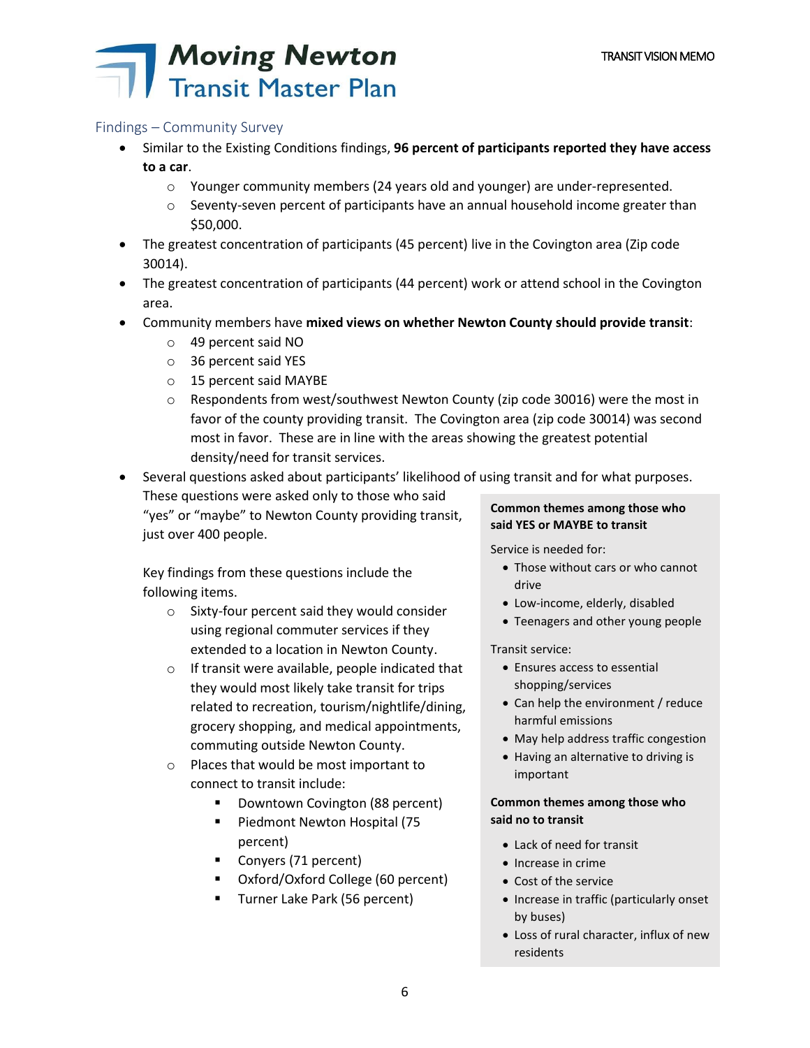## Findings – Community Survey

- Similar to the Existing Conditions findings, **96 percent of participants reported they have access to a car**.
  - Younger community members (24 years old and younger) are under-represented.
  - Seventy-seven percent of participants have an annual household income greater than $50,000.
- The greatest concentration of participants (45 percent) live in the Covington area (Zip code 30014).
- The greatest concentration of participants (44 percent) work or attend school in the Covington area.
- Community members have **mixed views on whether Newton County should provide transit**:
  - 49 percent said NO
  - 36 percent said YES
  - 15 percent said MAYBE
  - Respondents from west/southwest Newton County (zip code 30016) were the most in favor of the county providing transit. The Covington area (zip code 30014) was second most in favor. These are in line with the areas showing the greatest potential density/need for transit services.
- Several questions asked about participants' likelihood of using transit and for what purposes. These questions were asked only to those who said "yes" or "maybe" to Newton County providing transit, just over 400 people.

  Key findings from these questions include the following items.
  - Sixty-four percent said they would consider using regional commuter services if they extended to a location in Newton County.
  - If transit were available, people indicated that they would most likely take transit for trips related to recreation, tourism/nightlife/dining, grocery shopping, and medical appointments, commuting outside Newton County.
  - Places that would be most important to connect to transit include:
    - Downtown Covington (88 percent)
    - Piedmont Newton Hospital (75 percent)
    - Conyers (71 percent)
    - Oxford/Oxford College (60 percent)
    - Turner Lake Park (56 percent)

**Common themes among those who said YES or MAYBE to transit**

Service is needed for:

- Those without cars or who cannot drive
- Low-income, elderly, disabled
- Teenagers and other young people

Transit service:

- Ensures access to essential shopping/services
- Can help the environment / reduce harmful emissions
- May help address traffic congestion
- Having an alternative to driving is important

**Common themes among those who said no to transit**

- Lack of need for transit
- Increase in crime
- Cost of the service
- Increase in traffic (particularly onset by buses)
- Loss of rural character, influx of new residents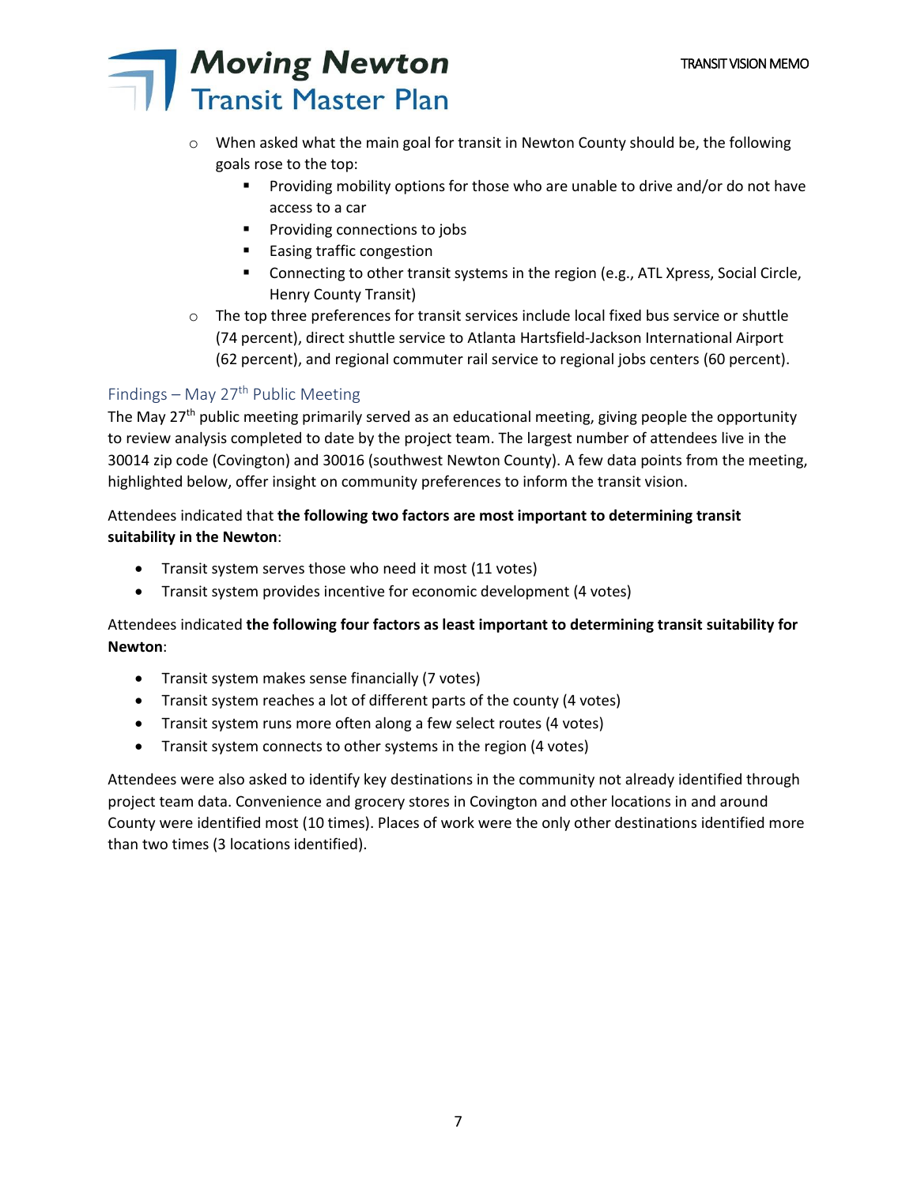- When asked what the main goal for transit in Newton County should be, the following goals rose to the top:
    - Providing mobility options for those who are unable to drive and/or do not have access to a car
    - Providing connections to jobs
    - Easing traffic congestion
    - Connecting to other transit systems in the region (e.g., ATL Xpress, Social Circle, Henry County Transit)
- The top three preferences for transit services include local fixed bus service or shuttle (74 percent), direct shuttle service to Atlanta Hartsfield-Jackson International Airport (62 percent), and regional commuter rail service to regional jobs centers (60 percent).

## Findings – May 27th Public Meeting

The May 27th public meeting primarily served as an educational meeting, giving people the opportunity to review analysis completed to date by the project team. The largest number of attendees live in the 30014 zip code (Covington) and 30016 (southwest Newton County). A few data points from the meeting, highlighted below, offer insight on community preferences to inform the transit vision.

Attendees indicated that **the following two factors are most important to determining transit suitability in the Newton**:

- Transit system serves those who need it most (11 votes)
- Transit system provides incentive for economic development (4 votes)

Attendees indicated **the following four factors as least important to determining transit suitability for Newton**:

- Transit system makes sense financially (7 votes)
- Transit system reaches a lot of different parts of the county (4 votes)
- Transit system runs more often along a few select routes (4 votes)
- Transit system connects to other systems in the region (4 votes)

Attendees were also asked to identify key destinations in the community not already identified through project team data. Convenience and grocery stores in Covington and other locations in and around County were identified most (10 times). Places of work were the only other destinations identified more than two times (3 locations identified).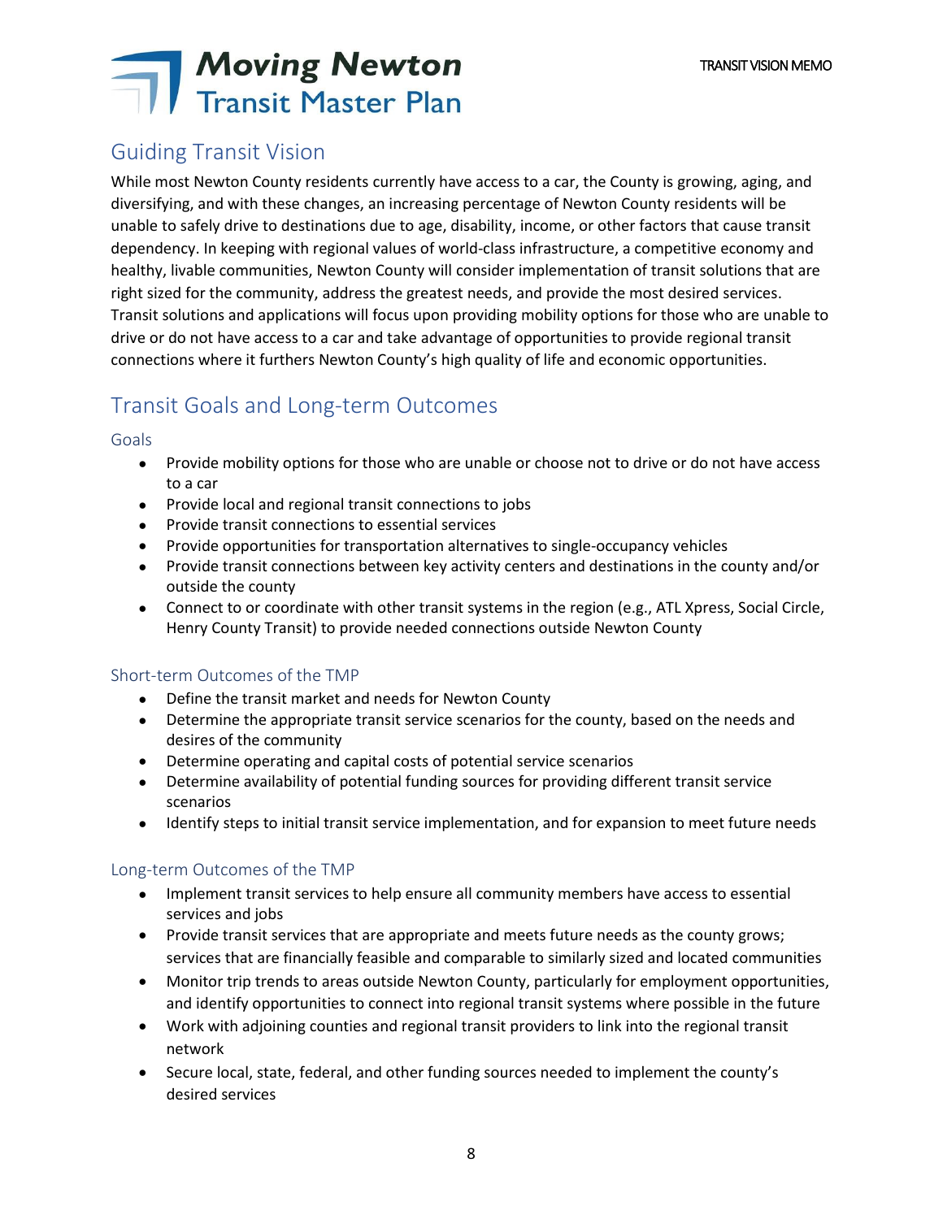## Guiding Transit Vision

While most Newton County residents currently have access to a car, the County is growing, aging, and diversifying, and with these changes, an increasing percentage of Newton County residents will be unable to safely drive to destinations due to age, disability, income, or other factors that cause transit dependency. In keeping with regional values of world-class infrastructure, a competitive economy and healthy, livable communities, Newton County will consider implementation of transit solutions that are right sized for the community, address the greatest needs, and provide the most desired services. Transit solutions and applications will focus upon providing mobility options for those who are unable to drive or do not have access to a car and take advantage of opportunities to provide regional transit connections where it furthers Newton County's high quality of life and economic opportunities.

## Transit Goals and Long-term Outcomes

### Goals

- Provide mobility options for those who are unable or choose not to drive or do not have access to a car
- Provide local and regional transit connections to jobs
- Provide transit connections to essential services
- Provide opportunities for transportation alternatives to single-occupancy vehicles
- Provide transit connections between key activity centers and destinations in the county and/or outside the county
- Connect to or coordinate with other transit systems in the region (e.g., ATL Xpress, Social Circle, Henry County Transit) to provide needed connections outside Newton County

### Short-term Outcomes of the TMP

- Define the transit market and needs for Newton County
- Determine the appropriate transit service scenarios for the county, based on the needs and desires of the community
- Determine operating and capital costs of potential service scenarios
- Determine availability of potential funding sources for providing different transit service scenarios
- Identify steps to initial transit service implementation, and for expansion to meet future needs

### Long-term Outcomes of the TMP

- Implement transit services to help ensure all community members have access to essential services and jobs
- Provide transit services that are appropriate and meets future needs as the county grows; services that are financially feasible and comparable to similarly sized and located communities
- Monitor trip trends to areas outside Newton County, particularly for employment opportunities, and identify opportunities to connect into regional transit systems where possible in the future
- Work with adjoining counties and regional transit providers to link into the regional transit network
- Secure local, state, federal, and other funding sources needed to implement the county's desired services